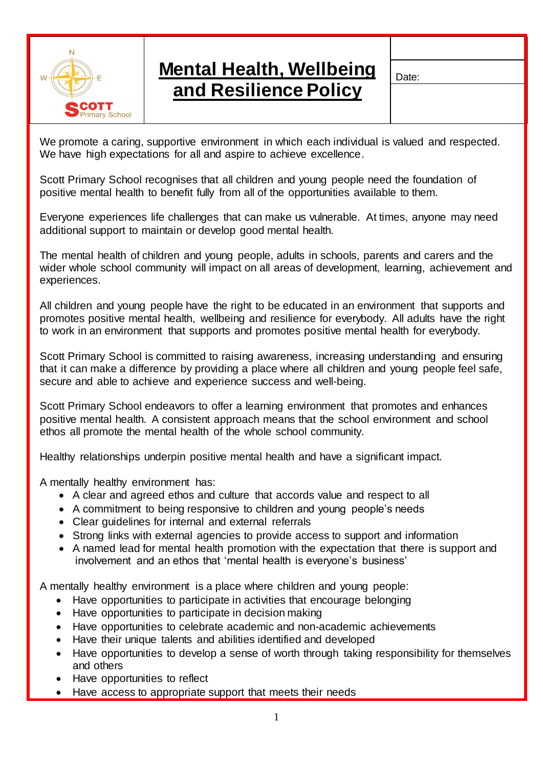SCOTT Primary School

# Mental Health, Wellbeing and Resilience Policy

Date:

We promote a caring, supportive environment in which each individual is valued and respected. We have high expectations for all and aspire to achieve excellence.

Scott Primary School recognises that all children and young people need the foundation of positive mental health to benefit fully from all of the opportunities available to them.

Everyone experiences life challenges that can make us vulnerable. At times, anyone may need additional support to maintain or develop good mental health.

The mental health of children and young people, adults in schools, parents and carers and the wider whole school community will impact on all areas of development, learning, achievement and experiences.

All children and young people have the right to be educated in an environment that supports and promotes positive mental health, wellbeing and resilience for everybody. All adults have the right to work in an environment that supports and promotes positive mental health for everybody.

Scott Primary School is committed to raising awareness, increasing understanding and ensuring that it can make a difference by providing a place where all children and young people feel safe, secure and able to achieve and experience success and well-being.

Scott Primary School endeavors to offer a learning environment that promotes and enhances positive mental health. A consistent approach means that the school environment and school ethos all promote the mental health of the whole school community.

Healthy relationships underpin positive mental health and have a significant impact.

A mentally healthy environment has:

- A clear and agreed ethos and culture that accords value and respect to all
- A commitment to being responsive to children and young people's needs
- Clear guidelines for internal and external referrals
- Strong links with external agencies to provide access to support and information
- A named lead for mental health promotion with the expectation that there is support and involvement and an ethos that 'mental health is everyone's business'

A mentally healthy environment is a place where children and young people:

- Have opportunities to participate in activities that encourage belonging
- Have opportunities to participate in decision making
- Have opportunities to celebrate academic and non-academic achievements
- Have their unique talents and abilities identified and developed
- Have opportunities to develop a sense of worth through taking responsibility for themselves and others
- Have opportunities to reflect
- Have access to appropriate support that meets their needs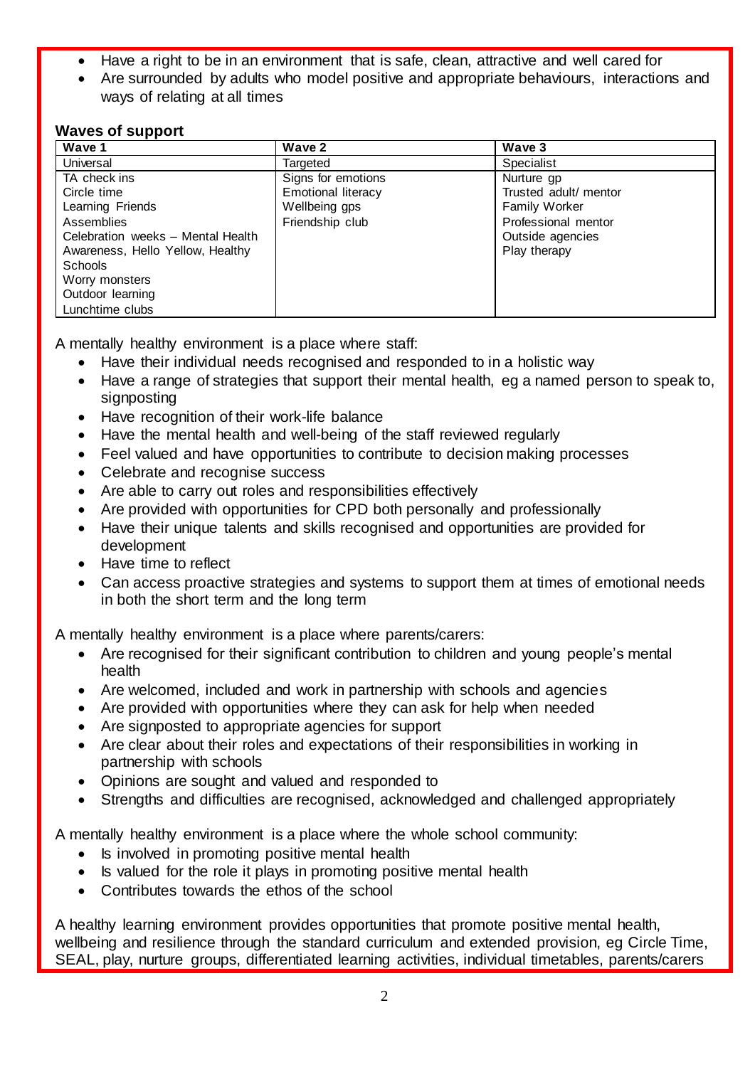- Have a right to be in an environment that is safe, clean, attractive and well cared for
- Are surrounded by adults who model positive and appropriate behaviours, interactions and ways of relating at all times

**Waves of support**

| Wave 1 | Wave 2 | Wave 3 |
|---|---|---|
| Universal | Targeted | Specialist |
| TA check ins<br>Circle time<br>Learning Friends<br>Assemblies<br>Celebration weeks – Mental Health Awareness, Hello Yellow, Healthy Schools<br>Worry monsters<br>Outdoor learning<br>Lunchtime clubs | Signs for emotions<br>Emotional literacy<br>Wellbeing gps<br>Friendship club | Nurture gp<br>Trusted adult/ mentor<br>Family Worker<br>Professional mentor<br>Outside agencies<br>Play therapy |

A mentally healthy environment is a place where staff:

- Have their individual needs recognised and responded to in a holistic way
- Have a range of strategies that support their mental health, eg a named person to speak to, signposting
- Have recognition of their work-life balance
- Have the mental health and well-being of the staff reviewed regularly
- Feel valued and have opportunities to contribute to decision making processes
- Celebrate and recognise success
- Are able to carry out roles and responsibilities effectively
- Are provided with opportunities for CPD both personally and professionally
- Have their unique talents and skills recognised and opportunities are provided for development
- Have time to reflect
- Can access proactive strategies and systems to support them at times of emotional needs in both the short term and the long term

A mentally healthy environment is a place where parents/carers:

- Are recognised for their significant contribution to children and young people's mental health
- Are welcomed, included and work in partnership with schools and agencies
- Are provided with opportunities where they can ask for help when needed
- Are signposted to appropriate agencies for support
- Are clear about their roles and expectations of their responsibilities in working in partnership with schools
- Opinions are sought and valued and responded to
- Strengths and difficulties are recognised, acknowledged and challenged appropriately

A mentally healthy environment is a place where the whole school community:

- Is involved in promoting positive mental health
- Is valued for the role it plays in promoting positive mental health
- Contributes towards the ethos of the school

A healthy learning environment provides opportunities that promote positive mental health, wellbeing and resilience through the standard curriculum and extended provision, eg Circle Time, SEAL, play, nurture groups, differentiated learning activities, individual timetables, parents/carers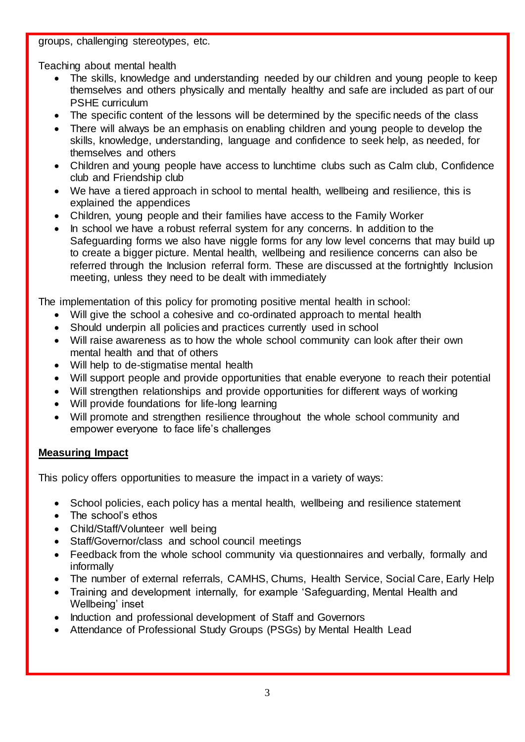groups, challenging stereotypes, etc.

Teaching about mental health

- The skills, knowledge and understanding needed by our children and young people to keep themselves and others physically and mentally healthy and safe are included as part of our PSHE curriculum
- The specific content of the lessons will be determined by the specific needs of the class
- There will always be an emphasis on enabling children and young people to develop the skills, knowledge, understanding, language and confidence to seek help, as needed, for themselves and others
- Children and young people have access to lunchtime clubs such as Calm club, Confidence club and Friendship club
- We have a tiered approach in school to mental health, wellbeing and resilience, this is explained the appendices
- Children, young people and their families have access to the Family Worker
- In school we have a robust referral system for any concerns. In addition to the Safeguarding forms we also have niggle forms for any low level concerns that may build up to create a bigger picture. Mental health, wellbeing and resilience concerns can also be referred through the Inclusion referral form. These are discussed at the fortnightly Inclusion meeting, unless they need to be dealt with immediately

The implementation of this policy for promoting positive mental health in school:

- Will give the school a cohesive and co-ordinated approach to mental health
- Should underpin all policies and practices currently used in school
- Will raise awareness as to how the whole school community can look after their own mental health and that of others
- Will help to de-stigmatise mental health
- Will support people and provide opportunities that enable everyone to reach their potential
- Will strengthen relationships and provide opportunities for different ways of working
- Will provide foundations for life-long learning
- Will promote and strengthen resilience throughout the whole school community and empower everyone to face life's challenges

## Measuring Impact

This policy offers opportunities to measure the impact in a variety of ways:

- School policies, each policy has a mental health, wellbeing and resilience statement
- The school's ethos
- Child/Staff/Volunteer well being
- Staff/Governor/class and school council meetings
- Feedback from the whole school community via questionnaires and verbally, formally and informally
- The number of external referrals, CAMHS, Chums, Health Service, Social Care, Early Help
- Training and development internally, for example 'Safeguarding, Mental Health and Wellbeing' inset
- Induction and professional development of Staff and Governors
- Attendance of Professional Study Groups (PSGs) by Mental Health Lead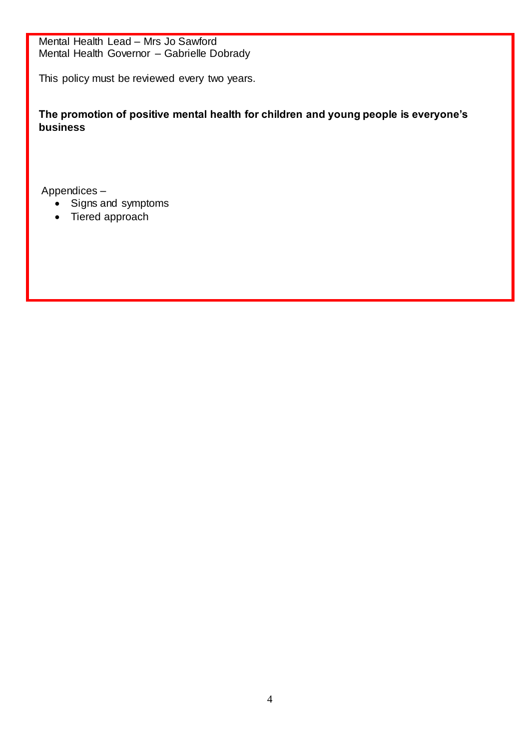Mental Health Lead – Mrs Jo Sawford
Mental Health Governor – Gabrielle Dobrady

This policy must be reviewed every two years.

**The promotion of positive mental health for children and young people is everyone's business**

Appendices –

- Signs and symptoms
- Tiered approach